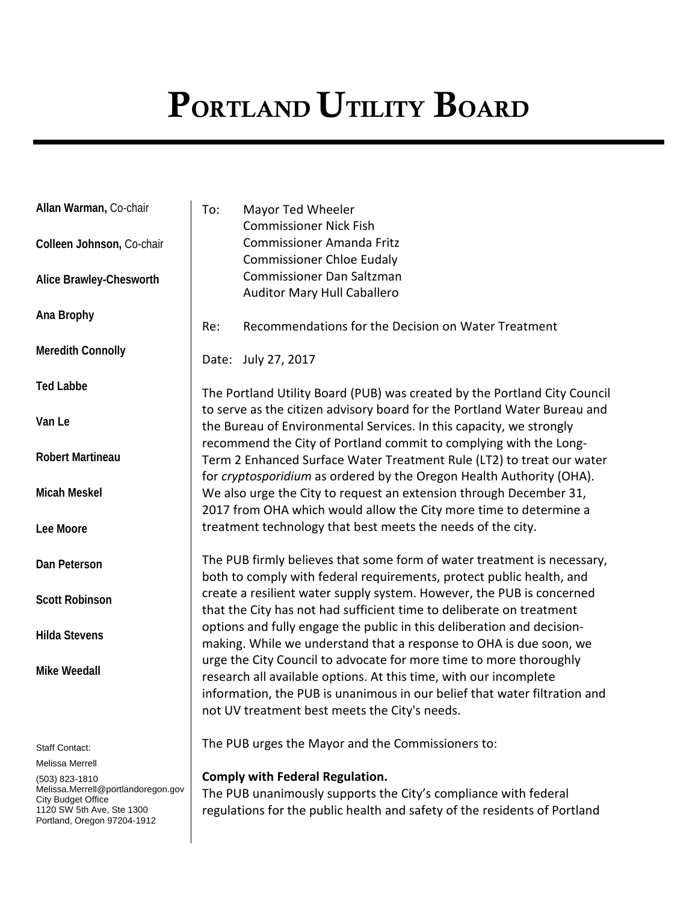# Portland Utility Board

**Allan Warman,** Co-chair

**Colleen Johnson,** Co-chair

**Alice Brawley-Chesworth**

**Ana Brophy**

**Meredith Connolly**

**Ted Labbe**

**Van Le**

**Robert Martineau**

**Micah Meskel**

**Lee Moore**

**Dan Peterson**

**Scott Robinson**

**Hilda Stevens**

**Mike Weedall**

Staff Contact:

Melissa Merrell

(503) 823-1810
Melissa.Merrell@portlandoregon.gov
City Budget Office
1120 SW 5th Ave, Ste 1300
Portland, Oregon 97204-1912

To: Mayor Ted Wheeler
Commissioner Nick Fish
Commissioner Amanda Fritz
Commissioner Chloe Eudaly
Commissioner Dan Saltzman
Auditor Mary Hull Caballero

Re: Recommendations for the Decision on Water Treatment

Date: July 27, 2017

The Portland Utility Board (PUB) was created by the Portland City Council to serve as the citizen advisory board for the Portland Water Bureau and the Bureau of Environmental Services. In this capacity, we strongly recommend the City of Portland commit to complying with the Long-Term 2 Enhanced Surface Water Treatment Rule (LT2) to treat our water for *cryptosporidium* as ordered by the Oregon Health Authority (OHA). We also urge the City to request an extension through December 31, 2017 from OHA which would allow the City more time to determine a treatment technology that best meets the needs of the city.

The PUB firmly believes that some form of water treatment is necessary, both to comply with federal requirements, protect public health, and create a resilient water supply system. However, the PUB is concerned that the City has not had sufficient time to deliberate on treatment options and fully engage the public in this deliberation and decision-making. While we understand that a response to OHA is due soon, we urge the City Council to advocate for more time to more thoroughly research all available options. At this time, with our incomplete information, the PUB is unanimous in our belief that water filtration and not UV treatment best meets the City's needs.

The PUB urges the Mayor and the Commissioners to:

**Comply with Federal Regulation.**
The PUB unanimously supports the City's compliance with federal regulations for the public health and safety of the residents of Portland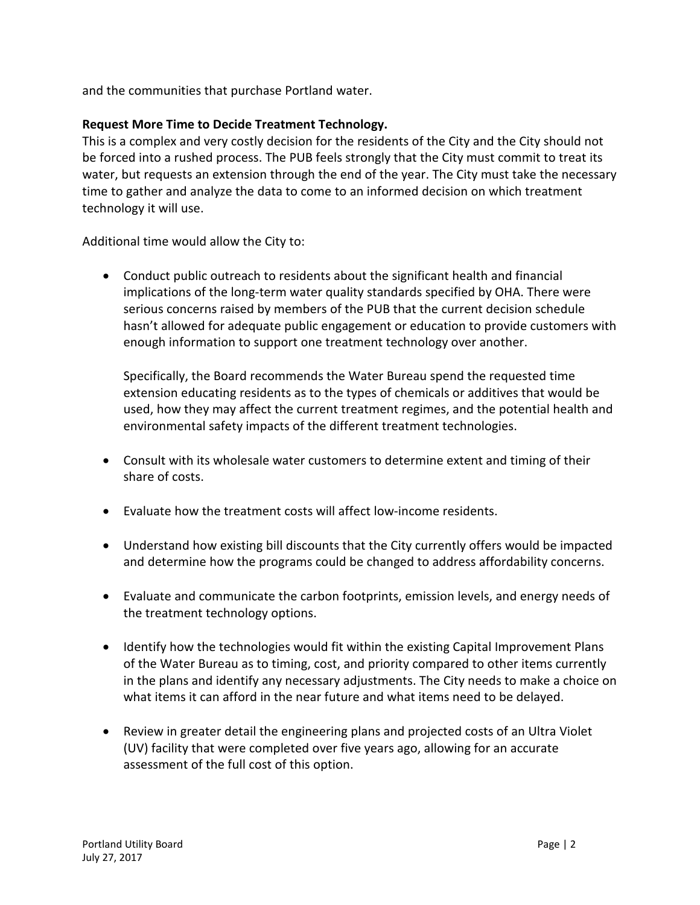and the communities that purchase Portland water.

**Request More Time to Decide Treatment Technology.**

This is a complex and very costly decision for the residents of the City and the City should not be forced into a rushed process. The PUB feels strongly that the City must commit to treat its water, but requests an extension through the end of the year. The City must take the necessary time to gather and analyze the data to come to an informed decision on which treatment technology it will use.

Additional time would allow the City to:

- Conduct public outreach to residents about the significant health and financial implications of the long-term water quality standards specified by OHA. There were serious concerns raised by members of the PUB that the current decision schedule hasn't allowed for adequate public engagement or education to provide customers with enough information to support one treatment technology over another.

  Specifically, the Board recommends the Water Bureau spend the requested time extension educating residents as to the types of chemicals or additives that would be used, how they may affect the current treatment regimes, and the potential health and environmental safety impacts of the different treatment technologies.

- Consult with its wholesale water customers to determine extent and timing of their share of costs.

- Evaluate how the treatment costs will affect low-income residents.

- Understand how existing bill discounts that the City currently offers would be impacted and determine how the programs could be changed to address affordability concerns.

- Evaluate and communicate the carbon footprints, emission levels, and energy needs of the treatment technology options.

- Identify how the technologies would fit within the existing Capital Improvement Plans of the Water Bureau as to timing, cost, and priority compared to other items currently in the plans and identify any necessary adjustments. The City needs to make a choice on what items it can afford in the near future and what items need to be delayed.

- Review in greater detail the engineering plans and projected costs of an Ultra Violet (UV) facility that were completed over five years ago, allowing for an accurate assessment of the full cost of this option.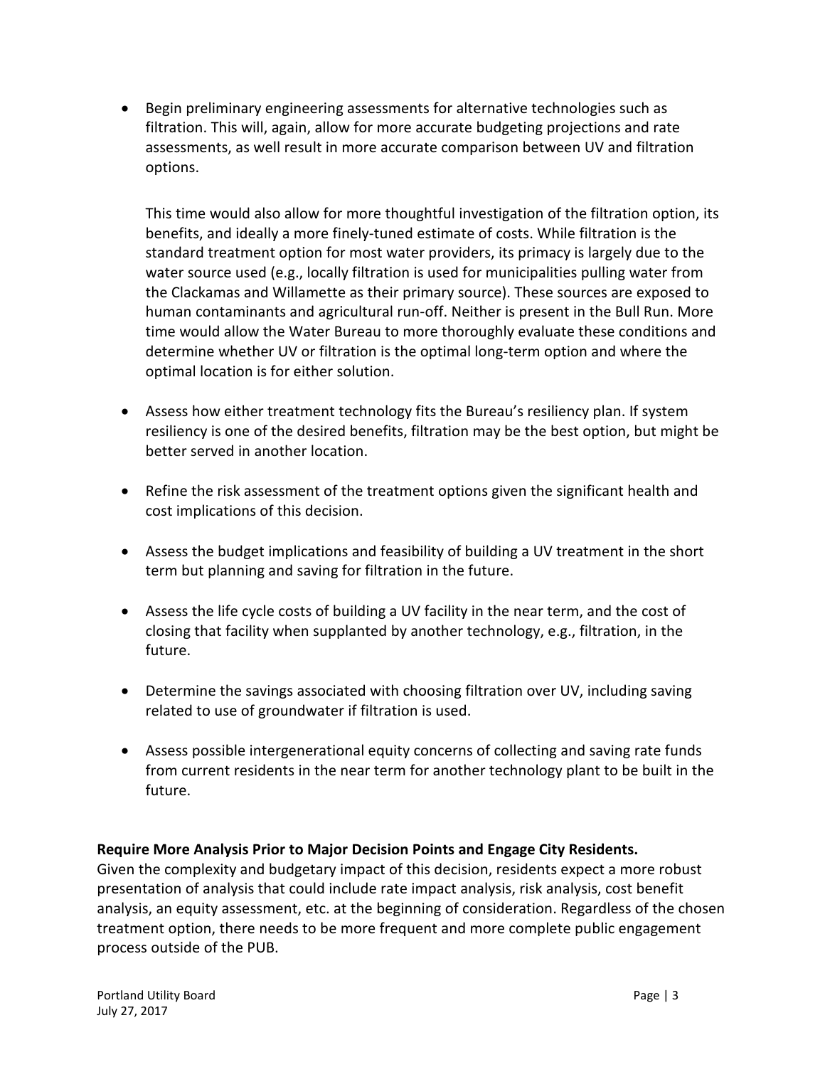- Begin preliminary engineering assessments for alternative technologies such as filtration. This will, again, allow for more accurate budgeting projections and rate assessments, as well result in more accurate comparison between UV and filtration options.

  This time would also allow for more thoughtful investigation of the filtration option, its benefits, and ideally a more finely-tuned estimate of costs. While filtration is the standard treatment option for most water providers, its primacy is largely due to the water source used (e.g., locally filtration is used for municipalities pulling water from the Clackamas and Willamette as their primary source). These sources are exposed to human contaminants and agricultural run-off. Neither is present in the Bull Run. More time would allow the Water Bureau to more thoroughly evaluate these conditions and determine whether UV or filtration is the optimal long-term option and where the optimal location is for either solution.

- Assess how either treatment technology fits the Bureau's resiliency plan. If system resiliency is one of the desired benefits, filtration may be the best option, but might be better served in another location.

- Refine the risk assessment of the treatment options given the significant health and cost implications of this decision.

- Assess the budget implications and feasibility of building a UV treatment in the short term but planning and saving for filtration in the future.

- Assess the life cycle costs of building a UV facility in the near term, and the cost of closing that facility when supplanted by another technology, e.g., filtration, in the future.

- Determine the savings associated with choosing filtration over UV, including saving related to use of groundwater if filtration is used.

- Assess possible intergenerational equity concerns of collecting and saving rate funds from current residents in the near term for another technology plant to be built in the future.

**Require More Analysis Prior to Major Decision Points and Engage City Residents.**
Given the complexity and budgetary impact of this decision, residents expect a more robust presentation of analysis that could include rate impact analysis, risk analysis, cost benefit analysis, an equity assessment, etc. at the beginning of consideration. Regardless of the chosen treatment option, there needs to be more frequent and more complete public engagement process outside of the PUB.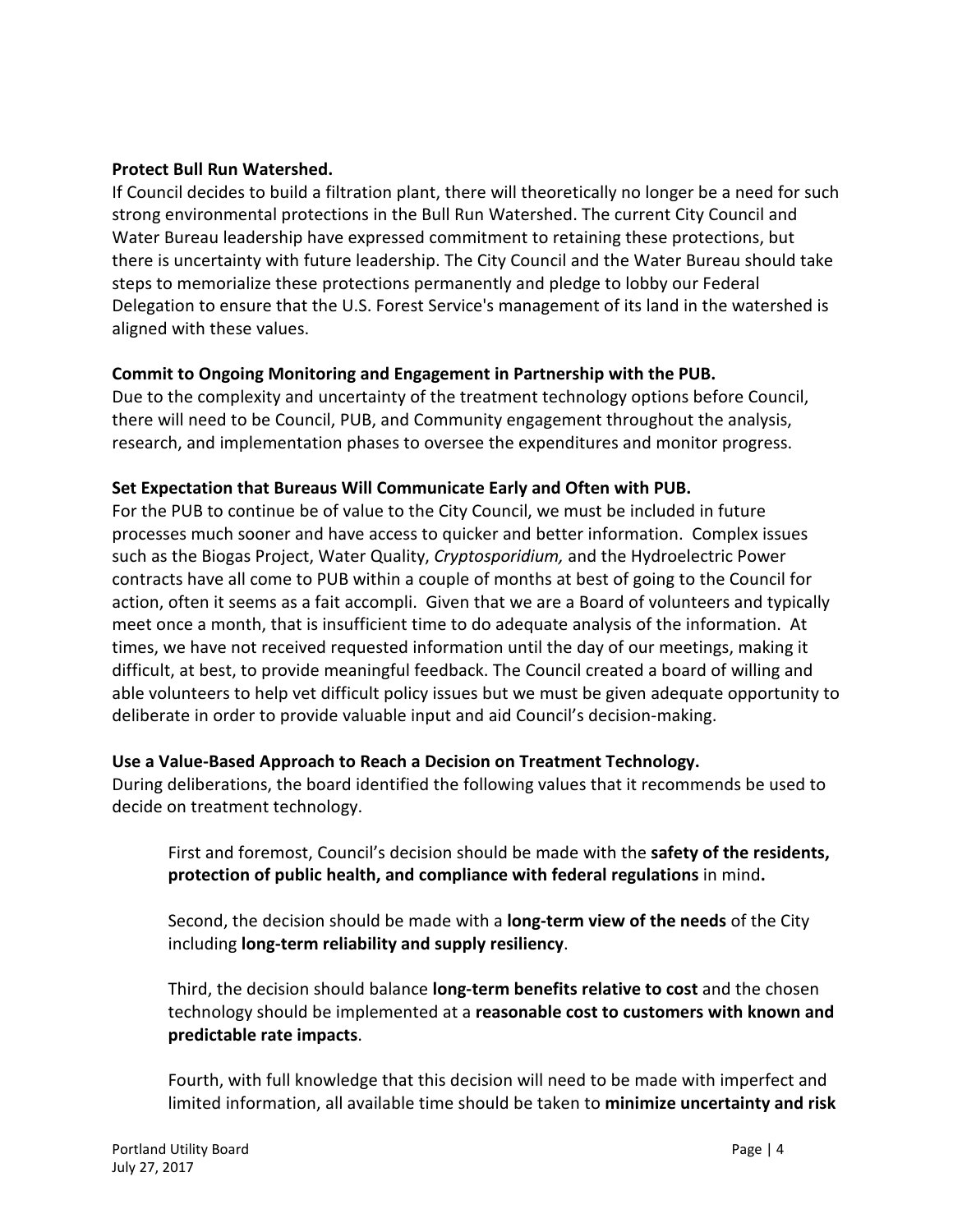**Protect Bull Run Watershed.**
If Council decides to build a filtration plant, there will theoretically no longer be a need for such strong environmental protections in the Bull Run Watershed. The current City Council and Water Bureau leadership have expressed commitment to retaining these protections, but there is uncertainty with future leadership. The City Council and the Water Bureau should take steps to memorialize these protections permanently and pledge to lobby our Federal Delegation to ensure that the U.S. Forest Service's management of its land in the watershed is aligned with these values.

**Commit to Ongoing Monitoring and Engagement in Partnership with the PUB.**
Due to the complexity and uncertainty of the treatment technology options before Council, there will need to be Council, PUB, and Community engagement throughout the analysis, research, and implementation phases to oversee the expenditures and monitor progress.

**Set Expectation that Bureaus Will Communicate Early and Often with PUB.**
For the PUB to continue be of value to the City Council, we must be included in future processes much sooner and have access to quicker and better information. Complex issues such as the Biogas Project, Water Quality, *Cryptosporidium,* and the Hydroelectric Power contracts have all come to PUB within a couple of months at best of going to the Council for action, often it seems as a fait accompli. Given that we are a Board of volunteers and typically meet once a month, that is insufficient time to do adequate analysis of the information. At times, we have not received requested information until the day of our meetings, making it difficult, at best, to provide meaningful feedback. The Council created a board of willing and able volunteers to help vet difficult policy issues but we must be given adequate opportunity to deliberate in order to provide valuable input and aid Council's decision-making.

**Use a Value-Based Approach to Reach a Decision on Treatment Technology.**
During deliberations, the board identified the following values that it recommends be used to decide on treatment technology.

> First and foremost, Council's decision should be made with the **safety of the residents, protection of public health, and compliance with federal regulations** in mind**.**
>
> Second, the decision should be made with a **long-term view of the needs** of the City including **long-term reliability and supply resiliency**.
>
> Third, the decision should balance **long-term benefits relative to cost** and the chosen technology should be implemented at a **reasonable cost to customers with known and predictable rate impacts**.
>
> Fourth, with full knowledge that this decision will need to be made with imperfect and limited information, all available time should be taken to **minimize uncertainty and risk**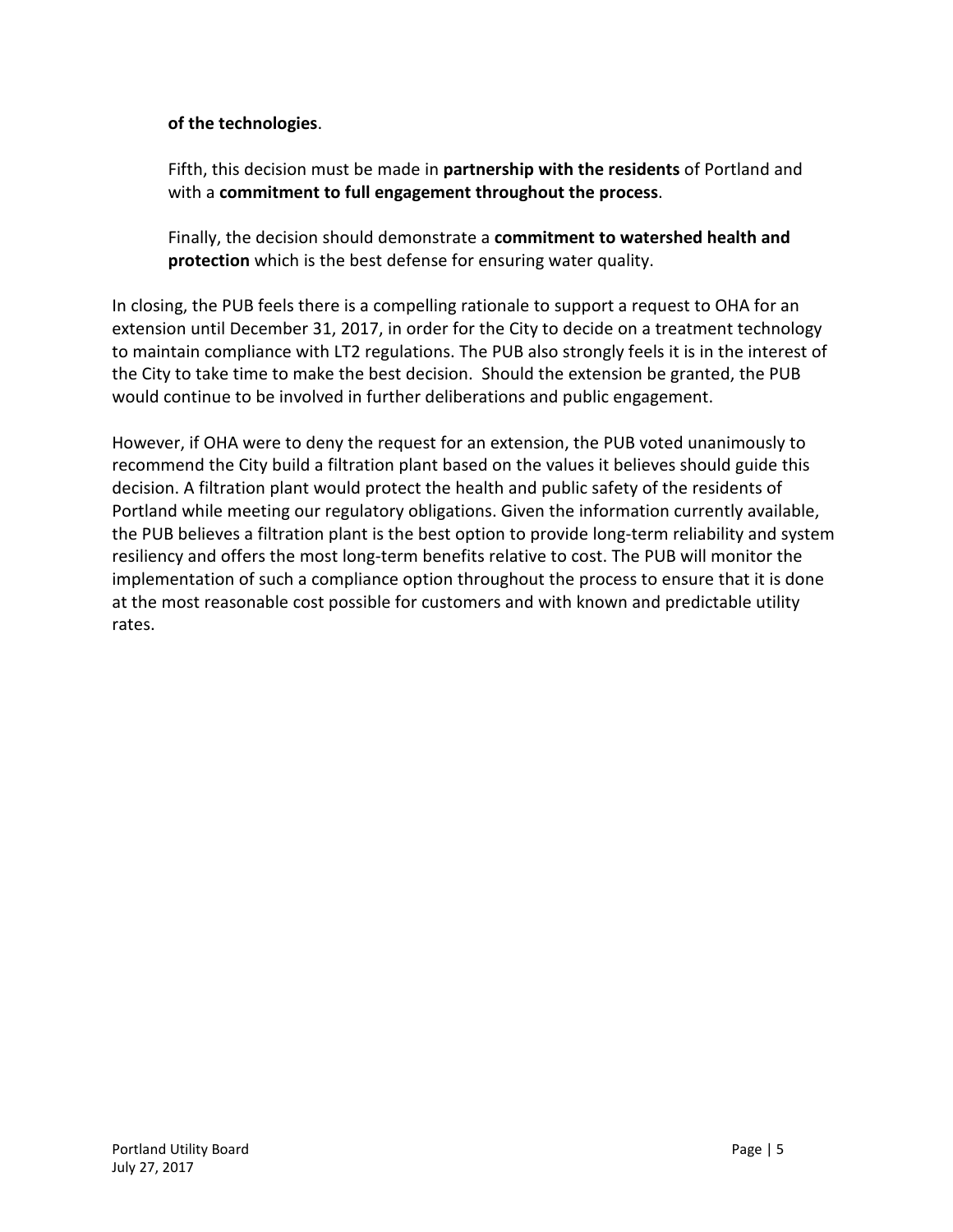**of the technologies**.

Fifth, this decision must be made in **partnership with the residents** of Portland and with a **commitment to full engagement throughout the process**.

Finally, the decision should demonstrate a **commitment to watershed health and protection** which is the best defense for ensuring water quality.

In closing, the PUB feels there is a compelling rationale to support a request to OHA for an extension until December 31, 2017, in order for the City to decide on a treatment technology to maintain compliance with LT2 regulations. The PUB also strongly feels it is in the interest of the City to take time to make the best decision. Should the extension be granted, the PUB would continue to be involved in further deliberations and public engagement.

However, if OHA were to deny the request for an extension, the PUB voted unanimously to recommend the City build a filtration plant based on the values it believes should guide this decision. A filtration plant would protect the health and public safety of the residents of Portland while meeting our regulatory obligations. Given the information currently available, the PUB believes a filtration plant is the best option to provide long-term reliability and system resiliency and offers the most long-term benefits relative to cost. The PUB will monitor the implementation of such a compliance option throughout the process to ensure that it is done at the most reasonable cost possible for customers and with known and predictable utility rates.